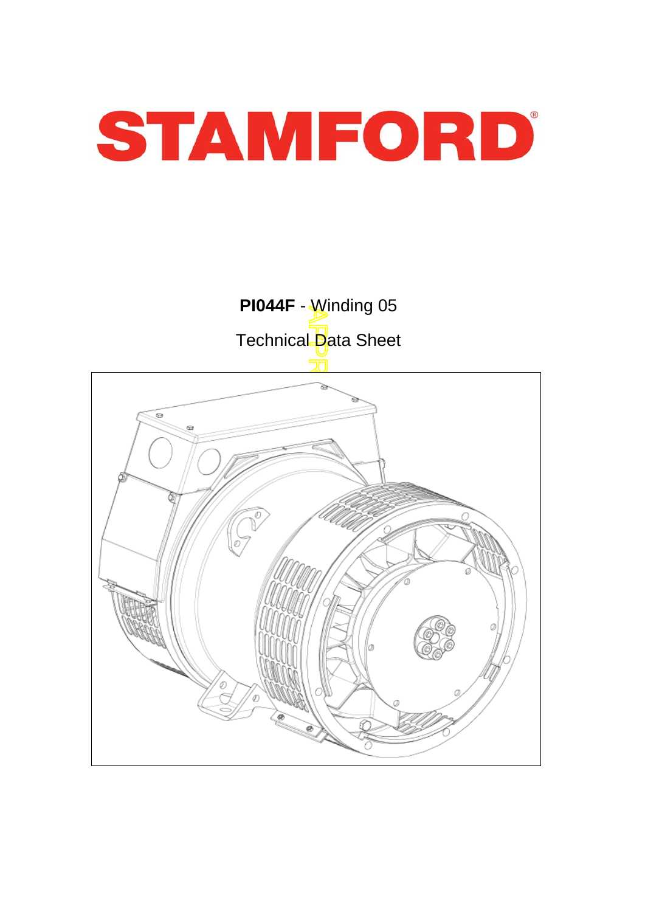# STAMFORD

**PI044F** - Winding 05

Technical Data Sheet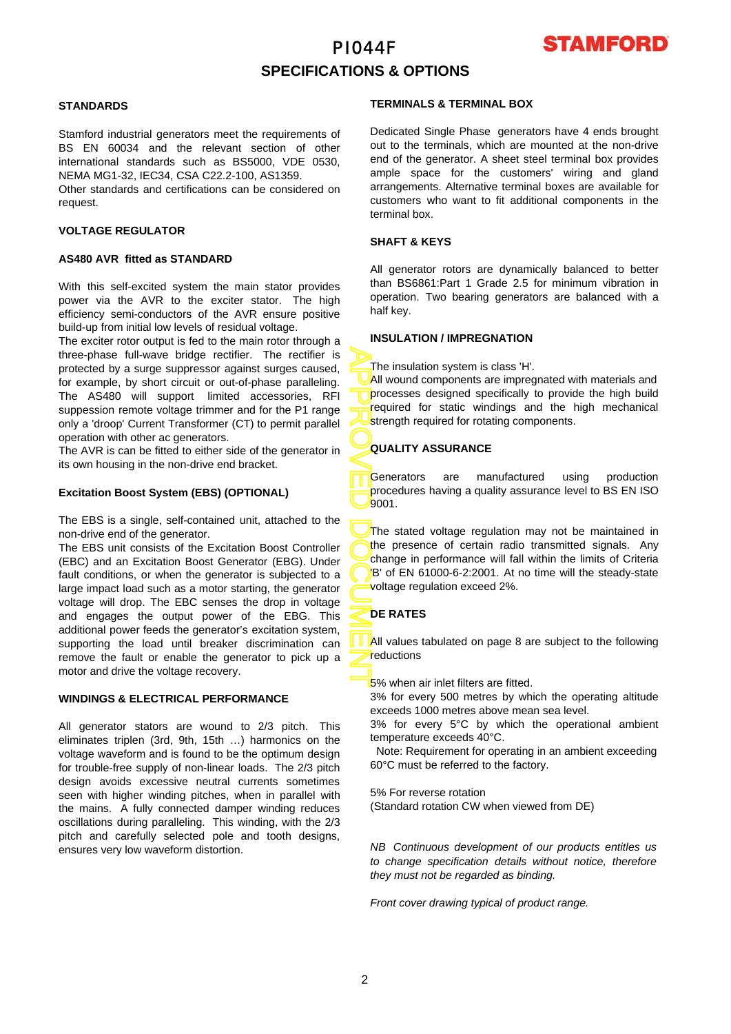# PI044F

## SPECIFICATIONS & OPTIONS

### STANDARDS

Stamford industrial generators meet the requirements of BS EN 60034 and the relevant section of other international standards such as BS5000, VDE 0530, NEMA MG1-32, IEC34, CSA C22.2-100, AS1359.
Other standards and certifications can be considered on request.

### VOLTAGE REGULATOR

#### AS480 AVR fitted as STANDARD

With this self-excited system the main stator provides power via the AVR to the exciter stator. The high efficiency semi-conductors of the AVR ensure positive build-up from initial low levels of residual voltage.
The exciter rotor output is fed to the main rotor through a three-phase full-wave bridge rectifier. The rectifier is protected by a surge suppressor against surges caused, for example, by short circuit or out-of-phase paralleling. The AS480 will support limited accessories, RFI suppession remote voltage trimmer and for the P1 range only a 'droop' Current Transformer (CT) to permit parallel operation with other ac generators.
The AVR is can be fitted to either side of the generator in its own housing in the non-drive end bracket.

#### Excitation Boost System (EBS) (OPTIONAL)

The EBS is a single, self-contained unit, attached to the non-drive end of the generator.
The EBS unit consists of the Excitation Boost Controller (EBC) and an Excitation Boost Generator (EBG). Under fault conditions, or when the generator is subjected to a large impact load such as a motor starting, the generator voltage will drop. The EBC senses the drop in voltage and engages the output power of the EBG. This additional power feeds the generator's excitation system, supporting the load until breaker discrimination can remove the fault or enable the generator to pick up a motor and drive the voltage recovery.

### WINDINGS & ELECTRICAL PERFORMANCE

All generator stators are wound to 2/3 pitch. This eliminates triplen (3rd, 9th, 15th …) harmonics on the voltage waveform and is found to be the optimum design for trouble-free supply of non-linear loads. The 2/3 pitch design avoids excessive neutral currents sometimes seen with higher winding pitches, when in parallel with the mains. A fully connected damper winding reduces oscillations during paralleling. This winding, with the 2/3 pitch and carefully selected pole and tooth designs, ensures very low waveform distortion.

### TERMINALS & TERMINAL BOX

Dedicated Single Phase generators have 4 ends brought out to the terminals, which are mounted at the non-drive end of the generator. A sheet steel terminal box provides ample space for the customers' wiring and gland arrangements. Alternative terminal boxes are available for customers who want to fit additional components in the terminal box.

### SHAFT & KEYS

All generator rotors are dynamically balanced to better than BS6861:Part 1 Grade 2.5 for minimum vibration in operation. Two bearing generators are balanced with a half key.

### INSULATION / IMPREGNATION

The insulation system is class 'H'.
All wound components are impregnated with materials and processes designed specifically to provide the high build required for static windings and the high mechanical strength required for rotating components.

### QUALITY ASSURANCE

Generators are manufactured using production procedures having a quality assurance level to BS EN ISO 9001.

The stated voltage regulation may not be maintained in the presence of certain radio transmitted signals. Any change in performance will fall within the limits of Criteria 'B' of EN 61000-6-2:2001. At no time will the steady-state voltage regulation exceed 2%.

### DE RATES

All values tabulated on page 8 are subject to the following reductions

5% when air inlet filters are fitted.
3% for every 500 metres by which the operating altitude exceeds 1000 metres above mean sea level.
3% for every 5°C by which the operational ambient temperature exceeds 40°C.
Note: Requirement for operating in an ambient exceeding 60°C must be referred to the factory.

5% For reverse rotation
(Standard rotation CW when viewed from DE)

*NB Continuous development of our products entitles us to change specification details without notice, therefore they must not be regarded as binding.*

*Front cover drawing typical of product range.*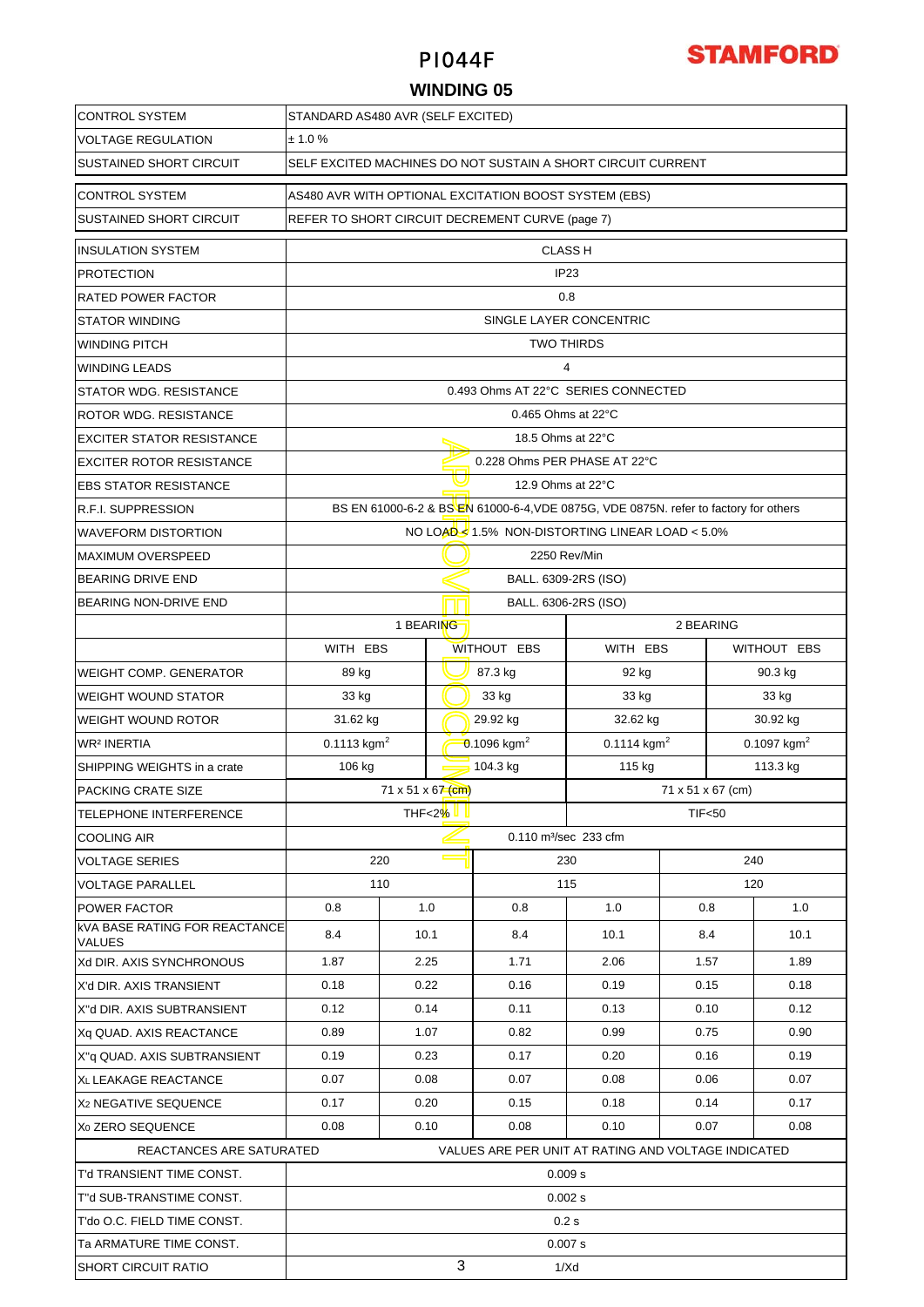# PI044F

STAMFORD

## WINDING 05

| CONTROL SYSTEM | STANDARD AS480 AVR (SELF EXCITED) | | | | | |
|---|---|---|---|---|---|---|
| VOLTAGE REGULATION | ± 1.0 % | | | | | |
| SUSTAINED SHORT CIRCUIT | SELF EXCITED MACHINES DO NOT SUSTAIN A SHORT CIRCUIT CURRENT | | | | | |
| CONTROL SYSTEM | AS480 AVR WITH OPTIONAL EXCITATION BOOST SYSTEM (EBS) | | | | | |
| SUSTAINED SHORT CIRCUIT | REFER TO SHORT CIRCUIT DECREMENT CURVE (page 7) | | | | | |
| INSULATION SYSTEM | CLASS H | | | | | |
| PROTECTION | IP23 | | | | | |
| RATED POWER FACTOR | 0.8 | | | | | |
| STATOR WINDING | SINGLE LAYER CONCENTRIC | | | | | |
| WINDING PITCH | TWO THIRDS | | | | | |
| WINDING LEADS | 4 | | | | | |
| STATOR WDG. RESISTANCE | 0.493 Ohms AT 22°C SERIES CONNECTED | | | | | |
| ROTOR WDG. RESISTANCE | 0.465 Ohms at 22°C | | | | | |
| EXCITER STATOR RESISTANCE | 18.5 Ohms at 22°C | | | | | |
| EXCITER ROTOR RESISTANCE | 0.228 Ohms PER PHASE AT 22°C | | | | | |
| EBS STATOR RESISTANCE | 12.9 Ohms at 22°C | | | | | |
| R.F.I. SUPPRESSION | BS EN 61000-6-2 & BS EN 61000-6-4,VDE 0875G, VDE 0875N. refer to factory for others | | | | | |
| WAVEFORM DISTORTION | NO LOAD < 1.5% NON-DISTORTING LINEAR LOAD < 5.0% | | | | | |
| MAXIMUM OVERSPEED | 2250 Rev/Min | | | | | |
| BEARING DRIVE END | BALL. 6309-2RS (ISO) | | | | | |
| BEARING NON-DRIVE END | BALL. 6306-2RS (ISO) | | | | | |
| | 1 BEARING | | | 2 BEARING | | |
| | WITH EBS | | WITHOUT EBS | WITH EBS | | WITHOUT EBS |
| WEIGHT COMP. GENERATOR | 89 kg | | 87.3 kg | 92 kg | | 90.3 kg |
| WEIGHT WOUND STATOR | 33 kg | | 33 kg | 33 kg | | 33 kg |
| WEIGHT WOUND ROTOR | 31.62 kg | | 29.92 kg | 32.62 kg | | 30.92 kg |
| WR² INERTIA | 0.1113 kgm² | | 0.1096 kgm² | 0.1114 kgm² | | 0.1097 kgm² |
| SHIPPING WEIGHTS in a crate | 106 kg | | 104.3 kg | 115 kg | | 113.3 kg |
| PACKING CRATE SIZE | 71 x 51 x 67 (cm) | | | 71 x 51 x 67 (cm) | | |
| TELEPHONE INTERFERENCE | THF<2% | | | TIF<50 | | |
| COOLING AIR | 0.110 m³/sec 233 cfm | | | | | |
| VOLTAGE SERIES | 220 | | 230 | | 240 | |
| VOLTAGE PARALLEL | 110 | | 115 | | 120 | |
| POWER FACTOR | 0.8 | 1.0 | 0.8 | 1.0 | 0.8 | 1.0 |
| kVA BASE RATING FOR REACTANCE VALUES | 8.4 | 10.1 | 8.4 | 10.1 | 8.4 | 10.1 |
| Xd DIR. AXIS SYNCHRONOUS | 1.87 | 2.25 | 1.71 | 2.06 | 1.57 | 1.89 |
| X'd DIR. AXIS TRANSIENT | 0.18 | 0.22 | 0.16 | 0.19 | 0.15 | 0.18 |
| X"d DIR. AXIS SUBTRANSIENT | 0.12 | 0.14 | 0.11 | 0.13 | 0.10 | 0.12 |
| Xq QUAD. AXIS REACTANCE | 0.89 | 1.07 | 0.82 | 0.99 | 0.75 | 0.90 |
| X"q QUAD. AXIS SUBTRANSIENT | 0.19 | 0.23 | 0.17 | 0.20 | 0.16 | 0.19 |
| $X_L$ LEAKAGE REACTANCE | 0.07 | 0.08 | 0.07 | 0.08 | 0.06 | 0.07 |
| $X_2$ NEGATIVE SEQUENCE | 0.17 | 0.20 | 0.15 | 0.18 | 0.14 | 0.17 |
| $X_0$ ZERO SEQUENCE | 0.08 | 0.10 | 0.08 | 0.10 | 0.07 | 0.08 |
| REACTANCES ARE SATURATED | VALUES ARE PER UNIT AT RATING AND VOLTAGE INDICATED | | | | | |
| T'd TRANSIENT TIME CONST. | 0.009 s | | | | | |
| T"d SUB-TRANSTIME CONST. | 0.002 s | | | | | |
| T'do O.C. FIELD TIME CONST. | 0.2 s | | | | | |
| Ta ARMATURE TIME CONST. | 0.007 s | | | | | |
| SHORT CIRCUIT RATIO | 1/Xd | | | | | |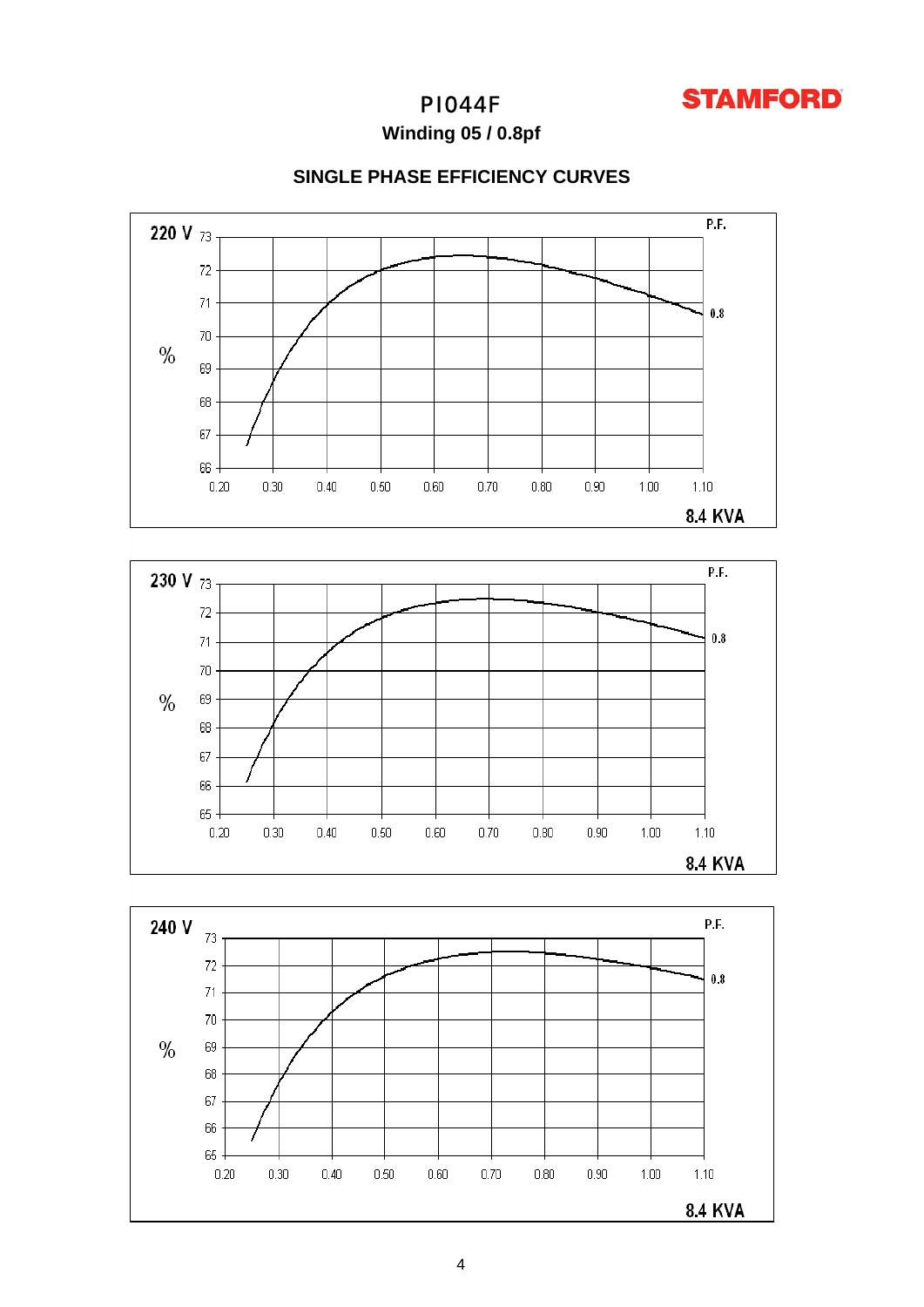# PI044F

**Winding 05 / 0.8pf**

## SINGLE PHASE EFFICIENCY CURVES

220 V

P.F.

0.8

%

73, 72, 71, 70, 69, 68, 67, 66

0.20 0.30 0.40 0.50 0.60 0.70 0.80 0.90 1.00 1.10

8.4 KVA

230 V

P.F.

0.8

%

73, 72, 71, 70, 69, 68, 67, 66, 65

0.20 0.30 0.40 0.50 0.60 0.70 0.80 0.90 1.00 1.10

8.4 KVA

240 V

P.F.

0.8

%

73, 72, 71, 70, 69, 68, 67, 66, 65

0.20 0.30 0.40 0.50 0.60 0.70 0.80 0.90 1.00 1.10

8.4 KVA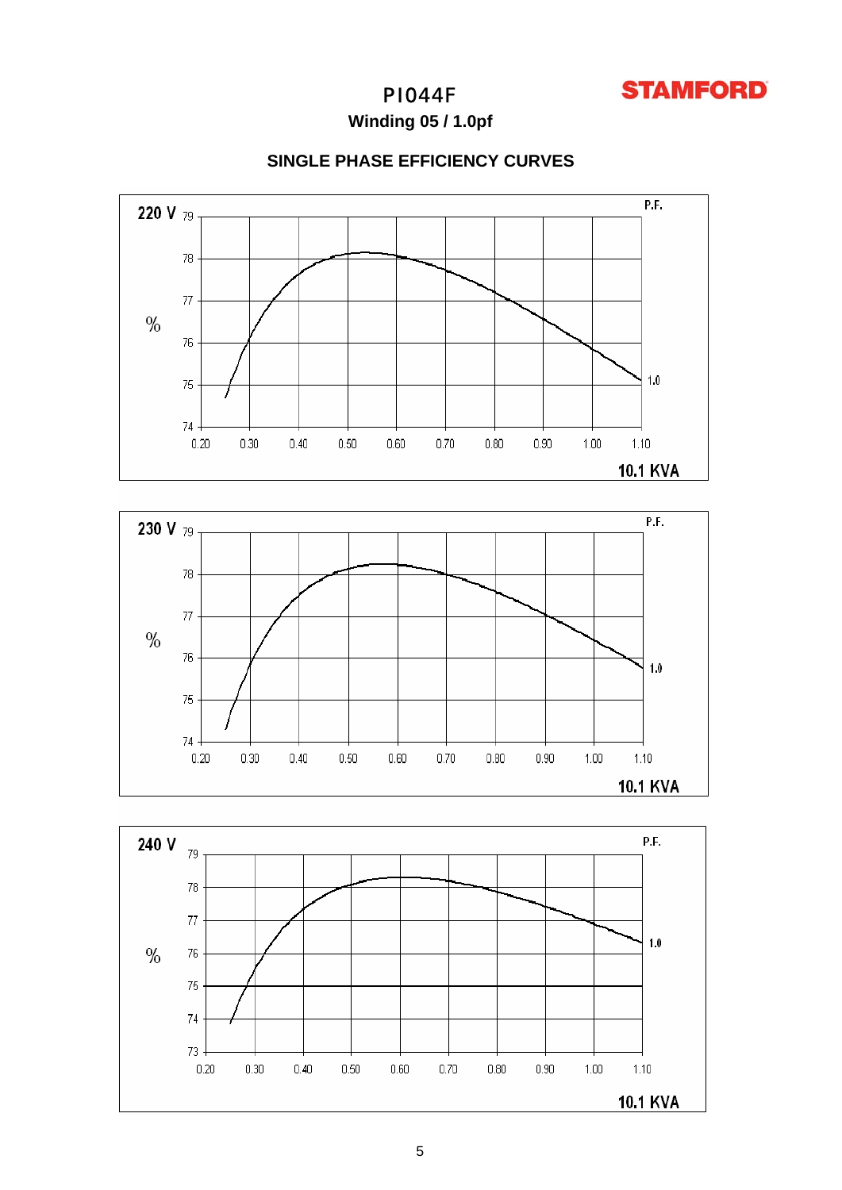# PI044F

**STAMFORD**

## Winding 05 / 1.0pf

### SINGLE PHASE EFFICIENCY CURVES

**220 V**

%

P.F.

1.0

0.20 0.30 0.40 0.50 0.60 0.70 0.80 0.90 1.00 1.10

74 75 76 77 78 79

**10.1 KVA**

**230 V**

%

P.F.

1.0

0.20 0.30 0.40 0.50 0.60 0.70 0.80 0.90 1.00 1.10

74 75 76 77 78 79

**10.1 KVA**

**240 V**

%

P.F.

1.0

0.20 0.30 0.40 0.50 0.60 0.70 0.80 0.90 1.00 1.10

73 74 75 76 77 78 79

**10.1 KVA**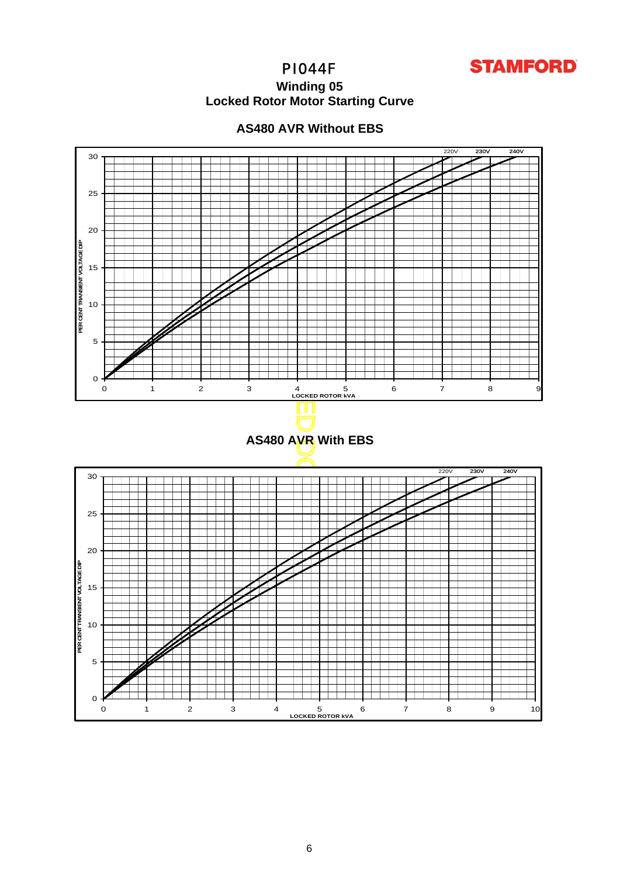# PI044F

**Winding 05**

**Locked Rotor Motor Starting Curve**

## AS480 AVR Without EBS

## AS480 AVR With EBS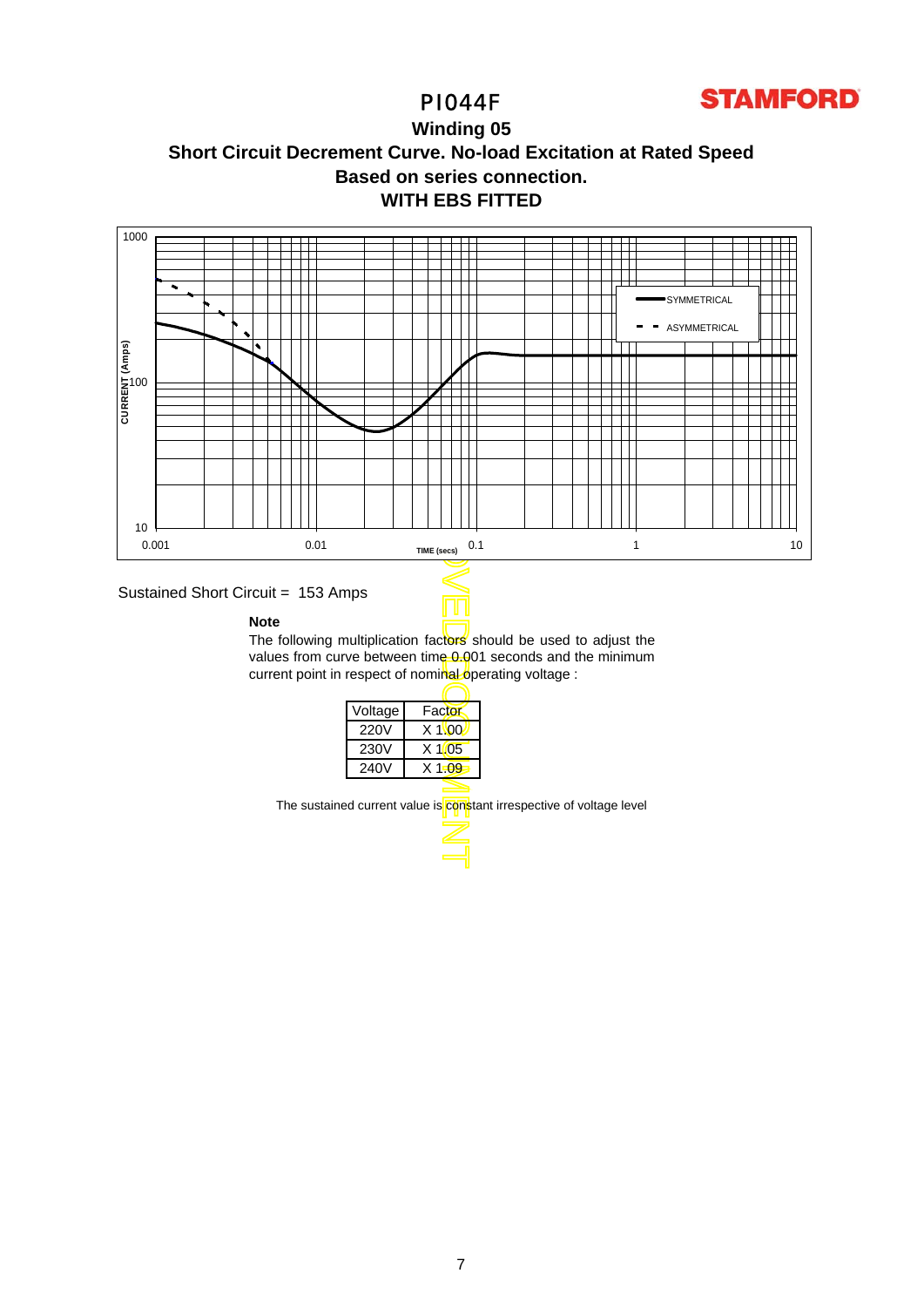# PI044F

## Winding 05

## Short Circuit Decrement Curve. No-load Excitation at Rated Speed
## Based on series connection.
## WITH EBS FITTED

Sustained Short Circuit = 153 Amps

**Note**

The following multiplication factors should be used to adjust the values from curve between time 0.001 seconds and the minimum current point in respect of nominal operating voltage :

| Voltage | Factor |
|---|---|
| 220V | X 1.00 |
| 230V | X 1.05 |
| 240V | X 1.09 |

The sustained current value is constant irrespective of voltage level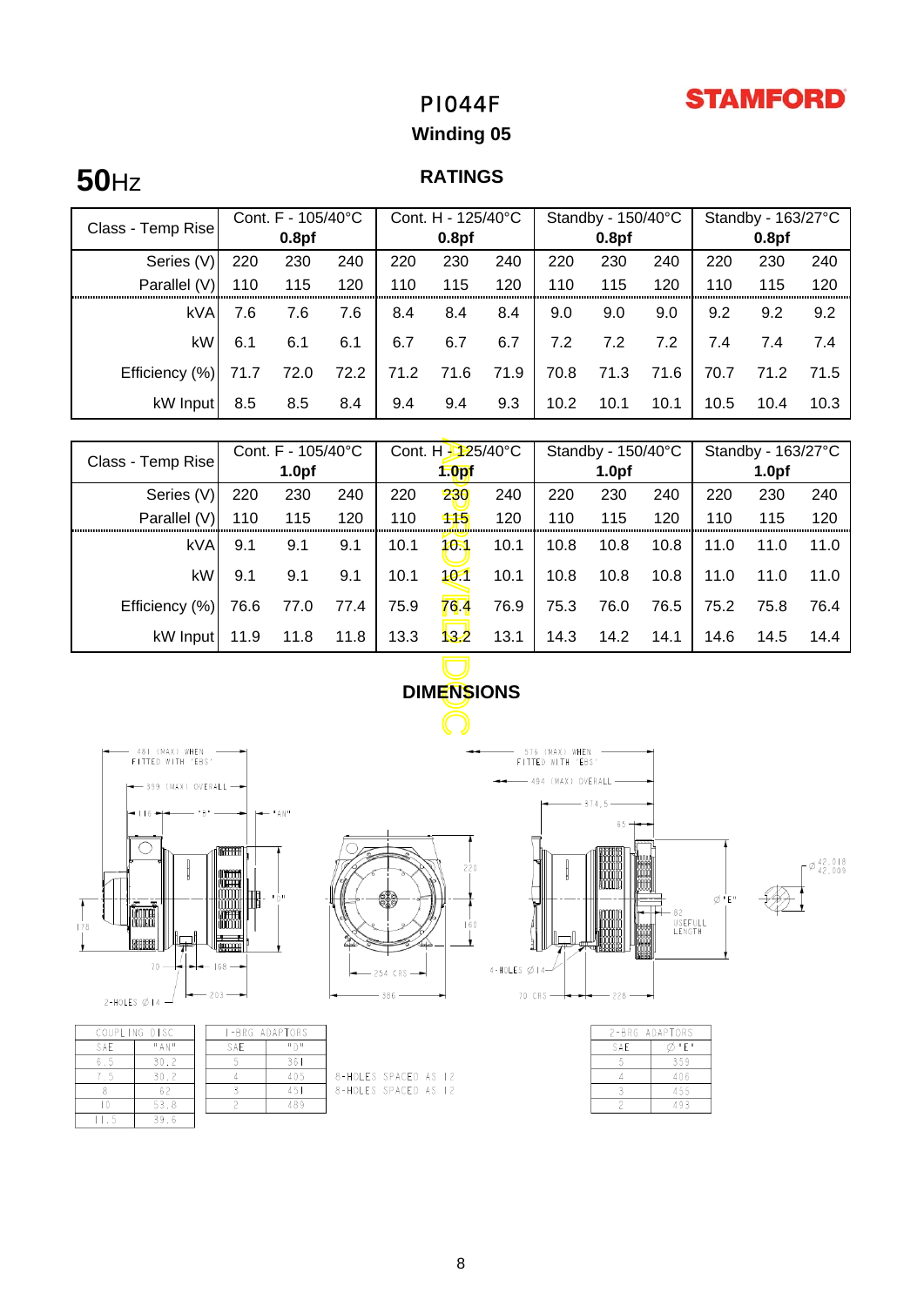# PI044F

**STAMFORD**

## Winding 05

**50**Hz

### RATINGS

| Class - Temp Rise | Cont. F - 105/40°C 0.8pf | | | Cont. H - 125/40°C 0.8pf | | | Standby - 150/40°C 0.8pf | | | Standby - 163/27°C 0.8pf | | |
|---|---|---|---|---|---|---|---|---|---|---|---|---|
| Series (V) | 220 | 230 | 240 | 220 | 230 | 240 | 220 | 230 | 240 | 220 | 230 | 240 |
| Parallel (V) | 110 | 115 | 120 | 110 | 115 | 120 | 110 | 115 | 120 | 110 | 115 | 120 |
| kVA | 7.6 | 7.6 | 7.6 | 8.4 | 8.4 | 8.4 | 9.0 | 9.0 | 9.0 | 9.2 | 9.2 | 9.2 |
| kW | 6.1 | 6.1 | 6.1 | 6.7 | 6.7 | 6.7 | 7.2 | 7.2 | 7.2 | 7.4 | 7.4 | 7.4 |
| Efficiency (%) | 71.7 | 72.0 | 72.2 | 71.2 | 71.6 | 71.9 | 70.8 | 71.3 | 71.6 | 70.7 | 71.2 | 71.5 |
| kW Input | 8.5 | 8.5 | 8.4 | 9.4 | 9.4 | 9.3 | 10.2 | 10.1 | 10.1 | 10.5 | 10.4 | 10.3 |

| Class - Temp Rise | Cont. F - 105/40°C 1.0pf | | | Cont. H - 125/40°C 1.0pf | | | Standby - 150/40°C 1.0pf | | | Standby - 163/27°C 1.0pf | | |
|---|---|---|---|---|---|---|---|---|---|---|---|---|
| Series (V) | 220 | 230 | 240 | 220 | 230 | 240 | 220 | 230 | 240 | 220 | 230 | 240 |
| Parallel (V) | 110 | 115 | 120 | 110 | 115 | 120 | 110 | 115 | 120 | 110 | 115 | 120 |
| kVA | 9.1 | 9.1 | 9.1 | 10.1 | 10.1 | 10.1 | 10.8 | 10.8 | 10.8 | 11.0 | 11.0 | 11.0 |
| kW | 9.1 | 9.1 | 9.1 | 10.1 | 10.1 | 10.1 | 10.8 | 10.8 | 10.8 | 11.0 | 11.0 | 11.0 |
| Efficiency (%) | 76.6 | 77.0 | 77.4 | 75.9 | 76.4 | 76.9 | 75.3 | 76.0 | 76.5 | 75.2 | 75.8 | 76.4 |
| kW Input | 11.9 | 11.8 | 11.8 | 13.3 | 13.2 | 13.1 | 14.3 | 14.2 | 14.1 | 14.6 | 14.5 | 14.4 |

### DIMENSIONS

481 (MAX) WHEN FITTED WITH 'EBS'
399 (MAX) OVERALL
116 "B" "AN"
"D"
178
70 168
203
2-HOLES Ø14

220
160
254 CRS
386

576 (MAX) WHEN FITTED WITH 'EBS'
494 (MAX) OVERALL
374.5
65
Ø"E"
82 USEFULL LENGTH
4-HOLES Ø14
70 CRS 228

Ø 42.018 / 42.009

| COUPLING DISC | |
|---|---|
| SAE | "AN" |
| 6.5 | 30.2 |
| 7.5 | 30.2 |
| 8 | 62 |
| 10 | 53.8 |
| 11.5 | 39.6 |

| 1-BRG ADAPTORS | |
|---|---|
| SAE | "D" |
| 5 | 361 |
| 4 | 405 |
| 3 | 451 |
| 2 | 489 |

8-HOLES SPACED AS 12
8-HOLES SPACED AS 12

| 2-BRG ADAPTORS | |
|---|---|
| SAE | Ø"E" |
| 5 | 359 |
| 4 | 406 |
| 3 | 455 |
| 2 | 493 |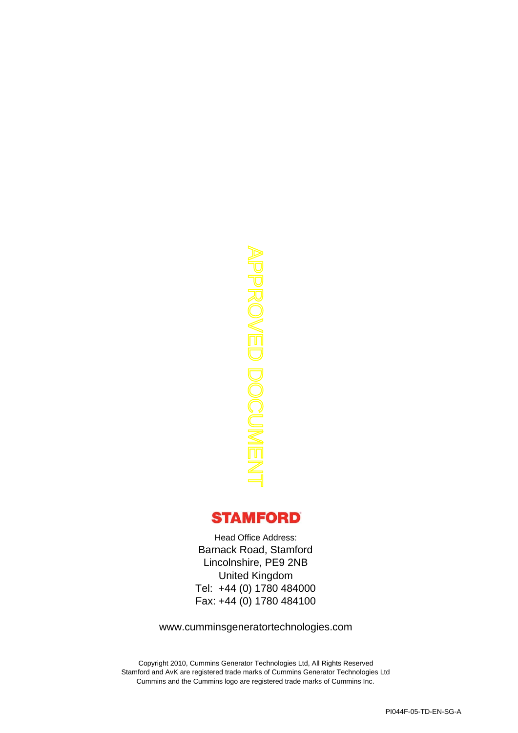APPROVED DOCUMENT

**STAMFORD**

Head Office Address:
Barnack Road, Stamford
Lincolnshire, PE9 2NB
United Kingdom
Tel: +44 (0) 1780 484000
Fax: +44 (0) 1780 484100

www.cumminsgeneratortechnologies.com

Copyright 2010, Cummins Generator Technologies Ltd, All Rights Reserved
Stamford and AvK are registered trade marks of Cummins Generator Technologies Ltd
Cummins and the Cummins logo are registered trade marks of Cummins Inc.

PI044F-05-TD-EN-SG-A